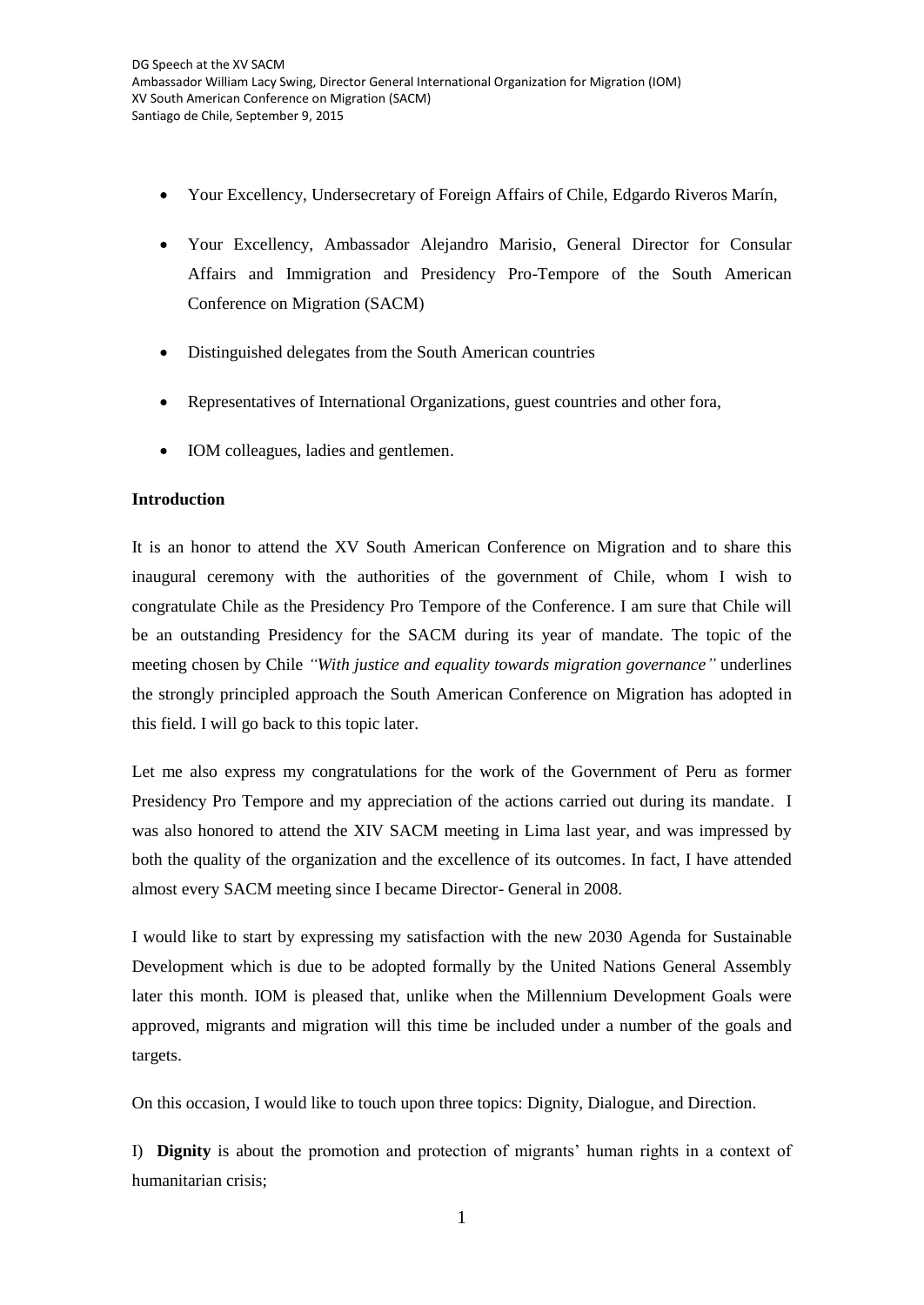DG Speech at the XV SACM
Ambassador William Lacy Swing, Director General International Organization for Migration (IOM)
XV South American Conference on Migration (SACM)
Santiago de Chile, September 9, 2015

- Your Excellency, Undersecretary of Foreign Affairs of Chile, Edgardo Riveros Marín,
- Your Excellency, Ambassador Alejandro Marisio, General Director for Consular Affairs and Immigration and Presidency Pro-Tempore of the South American Conference on Migration (SACM)
- Distinguished delegates from the South American countries
- Representatives of International Organizations, guest countries and other fora,
- IOM colleagues, ladies and gentlemen.

**Introduction**

It is an honor to attend the XV South American Conference on Migration and to share this inaugural ceremony with the authorities of the government of Chile, whom I wish to congratulate Chile as the Presidency Pro Tempore of the Conference. I am sure that Chile will be an outstanding Presidency for the SACM during its year of mandate. The topic of the meeting chosen by Chile *"With justice and equality towards migration governance"* underlines the strongly principled approach the South American Conference on Migration has adopted in this field. I will go back to this topic later.

Let me also express my congratulations for the work of the Government of Peru as former Presidency Pro Tempore and my appreciation of the actions carried out during its mandate. I was also honored to attend the XIV SACM meeting in Lima last year, and was impressed by both the quality of the organization and the excellence of its outcomes. In fact, I have attended almost every SACM meeting since I became Director- General in 2008.

I would like to start by expressing my satisfaction with the new 2030 Agenda for Sustainable Development which is due to be adopted formally by the United Nations General Assembly later this month. IOM is pleased that, unlike when the Millennium Development Goals were approved, migrants and migration will this time be included under a number of the goals and targets.

On this occasion, I would like to touch upon three topics: Dignity, Dialogue, and Direction.

I) **Dignity** is about the promotion and protection of migrants' human rights in a context of humanitarian crisis;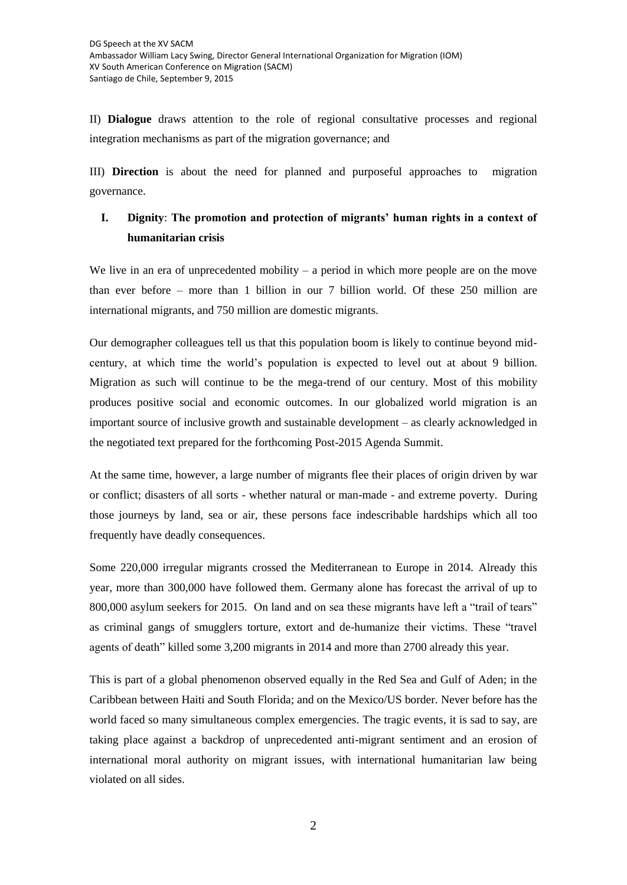II) **Dialogue** draws attention to the role of regional consultative processes and regional integration mechanisms as part of the migration governance; and

III) **Direction** is about the need for planned and purposeful approaches to migration governance.

## I. Dignity: The promotion and protection of migrants' human rights in a context of humanitarian crisis

We live in an era of unprecedented mobility – a period in which more people are on the move than ever before – more than 1 billion in our 7 billion world. Of these 250 million are international migrants, and 750 million are domestic migrants.

Our demographer colleagues tell us that this population boom is likely to continue beyond mid-century, at which time the world's population is expected to level out at about 9 billion. Migration as such will continue to be the mega-trend of our century. Most of this mobility produces positive social and economic outcomes. In our globalized world migration is an important source of inclusive growth and sustainable development – as clearly acknowledged in the negotiated text prepared for the forthcoming Post-2015 Agenda Summit.

At the same time, however, a large number of migrants flee their places of origin driven by war or conflict; disasters of all sorts - whether natural or man-made - and extreme poverty. During those journeys by land, sea or air, these persons face indescribable hardships which all too frequently have deadly consequences.

Some 220,000 irregular migrants crossed the Mediterranean to Europe in 2014. Already this year, more than 300,000 have followed them. Germany alone has forecast the arrival of up to 800,000 asylum seekers for 2015. On land and on sea these migrants have left a "trail of tears" as criminal gangs of smugglers torture, extort and de-humanize their victims. These "travel agents of death" killed some 3,200 migrants in 2014 and more than 2700 already this year.

This is part of a global phenomenon observed equally in the Red Sea and Gulf of Aden; in the Caribbean between Haiti and South Florida; and on the Mexico/US border. Never before has the world faced so many simultaneous complex emergencies. The tragic events, it is sad to say, are taking place against a backdrop of unprecedented anti-migrant sentiment and an erosion of international moral authority on migrant issues, with international humanitarian law being violated on all sides.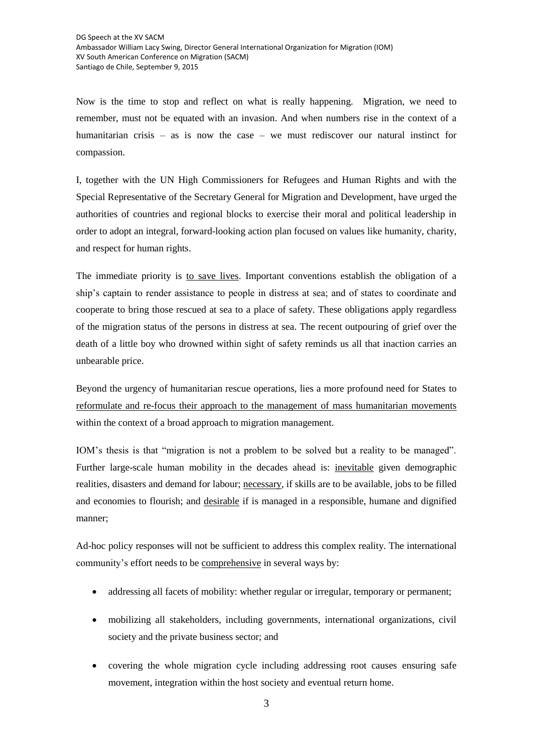Now is the time to stop and reflect on what is really happening. Migration, we need to remember, must not be equated with an invasion. And when numbers rise in the context of a humanitarian crisis – as is now the case – we must rediscover our natural instinct for compassion.

I, together with the UN High Commissioners for Refugees and Human Rights and with the Special Representative of the Secretary General for Migration and Development, have urged the authorities of countries and regional blocks to exercise their moral and political leadership in order to adopt an integral, forward-looking action plan focused on values like humanity, charity, and respect for human rights.

The immediate priority is <u>to save lives</u>. Important conventions establish the obligation of a ship's captain to render assistance to people in distress at sea; and of states to coordinate and cooperate to bring those rescued at sea to a place of safety. These obligations apply regardless of the migration status of the persons in distress at sea. The recent outpouring of grief over the death of a little boy who drowned within sight of safety reminds us all that inaction carries an unbearable price.

Beyond the urgency of humanitarian rescue operations, lies a more profound need for States to <u>reformulate and re-focus their approach to the management of mass humanitarian movements</u> within the context of a broad approach to migration management.

IOM's thesis is that "migration is not a problem to be solved but a reality to be managed". Further large-scale human mobility in the decades ahead is: <u>inevitable</u> given demographic realities, disasters and demand for labour; <u>necessary</u>, if skills are to be available, jobs to be filled and economies to flourish; and <u>desirable</u> if is managed in a responsible, humane and dignified manner;

Ad-hoc policy responses will not be sufficient to address this complex reality. The international community's effort needs to be <u>comprehensive</u> in several ways by:

- addressing all facets of mobility: whether regular or irregular, temporary or permanent;
- mobilizing all stakeholders, including governments, international organizations, civil society and the private business sector; and
- covering the whole migration cycle including addressing root causes ensuring safe movement, integration within the host society and eventual return home.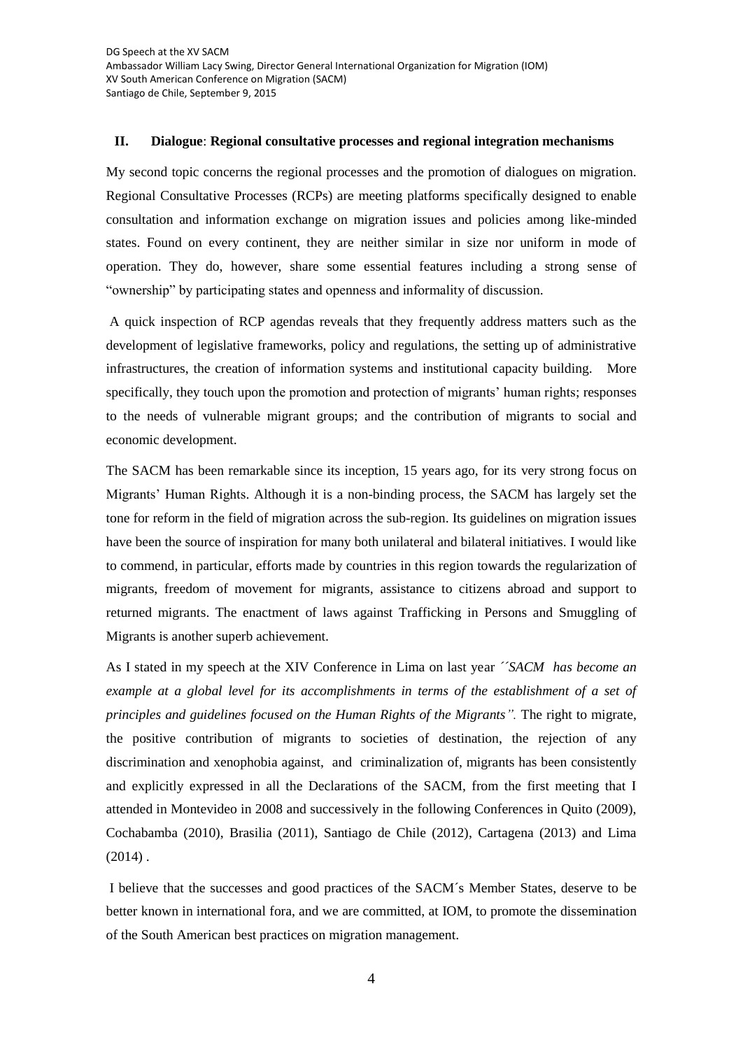## II. Dialogue: Regional consultative processes and regional integration mechanisms

My second topic concerns the regional processes and the promotion of dialogues on migration. Regional Consultative Processes (RCPs) are meeting platforms specifically designed to enable consultation and information exchange on migration issues and policies among like-minded states. Found on every continent, they are neither similar in size nor uniform in mode of operation. They do, however, share some essential features including a strong sense of "ownership" by participating states and openness and informality of discussion.

A quick inspection of RCP agendas reveals that they frequently address matters such as the development of legislative frameworks, policy and regulations, the setting up of administrative infrastructures, the creation of information systems and institutional capacity building. More specifically, they touch upon the promotion and protection of migrants' human rights; responses to the needs of vulnerable migrant groups; and the contribution of migrants to social and economic development.

The SACM has been remarkable since its inception, 15 years ago, for its very strong focus on Migrants' Human Rights. Although it is a non-binding process, the SACM has largely set the tone for reform in the field of migration across the sub-region. Its guidelines on migration issues have been the source of inspiration for many both unilateral and bilateral initiatives. I would like to commend, in particular, efforts made by countries in this region towards the regularization of migrants, freedom of movement for migrants, assistance to citizens abroad and support to returned migrants. The enactment of laws against Trafficking in Persons and Smuggling of Migrants is another superb achievement.

As I stated in my speech at the XIV Conference in Lima on last year *´´SACM has become an example at a global level for its accomplishments in terms of the establishment of a set of principles and guidelines focused on the Human Rights of the Migrants".* The right to migrate, the positive contribution of migrants to societies of destination, the rejection of any discrimination and xenophobia against, and criminalization of, migrants has been consistently and explicitly expressed in all the Declarations of the SACM, from the first meeting that I attended in Montevideo in 2008 and successively in the following Conferences in Quito (2009), Cochabamba (2010), Brasilia (2011), Santiago de Chile (2012), Cartagena (2013) and Lima (2014) .

I believe that the successes and good practices of the SACM´s Member States, deserve to be better known in international fora, and we are committed, at IOM, to promote the dissemination of the South American best practices on migration management.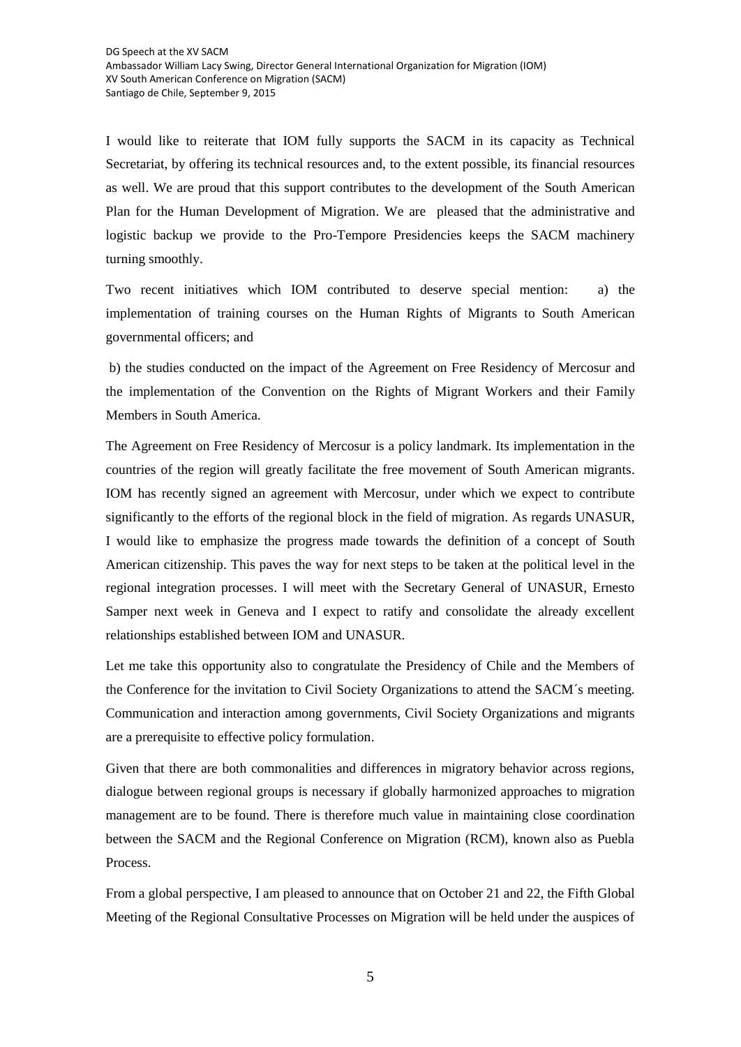I would like to reiterate that IOM fully supports the SACM in its capacity as Technical Secretariat, by offering its technical resources and, to the extent possible, its financial resources as well. We are proud that this support contributes to the development of the South American Plan for the Human Development of Migration. We are pleased that the administrative and logistic backup we provide to the Pro-Tempore Presidencies keeps the SACM machinery turning smoothly.

Two recent initiatives which IOM contributed to deserve special mention: a) the implementation of training courses on the Human Rights of Migrants to South American governmental officers; and

b) the studies conducted on the impact of the Agreement on Free Residency of Mercosur and the implementation of the Convention on the Rights of Migrant Workers and their Family Members in South America.

The Agreement on Free Residency of Mercosur is a policy landmark. Its implementation in the countries of the region will greatly facilitate the free movement of South American migrants. IOM has recently signed an agreement with Mercosur, under which we expect to contribute significantly to the efforts of the regional block in the field of migration. As regards UNASUR, I would like to emphasize the progress made towards the definition of a concept of South American citizenship. This paves the way for next steps to be taken at the political level in the regional integration processes. I will meet with the Secretary General of UNASUR, Ernesto Samper next week in Geneva and I expect to ratify and consolidate the already excellent relationships established between IOM and UNASUR.

Let me take this opportunity also to congratulate the Presidency of Chile and the Members of the Conference for the invitation to Civil Society Organizations to attend the SACM´s meeting. Communication and interaction among governments, Civil Society Organizations and migrants are a prerequisite to effective policy formulation.

Given that there are both commonalities and differences in migratory behavior across regions, dialogue between regional groups is necessary if globally harmonized approaches to migration management are to be found. There is therefore much value in maintaining close coordination between the SACM and the Regional Conference on Migration (RCM), known also as Puebla Process.

From a global perspective, I am pleased to announce that on October 21 and 22, the Fifth Global Meeting of the Regional Consultative Processes on Migration will be held under the auspices of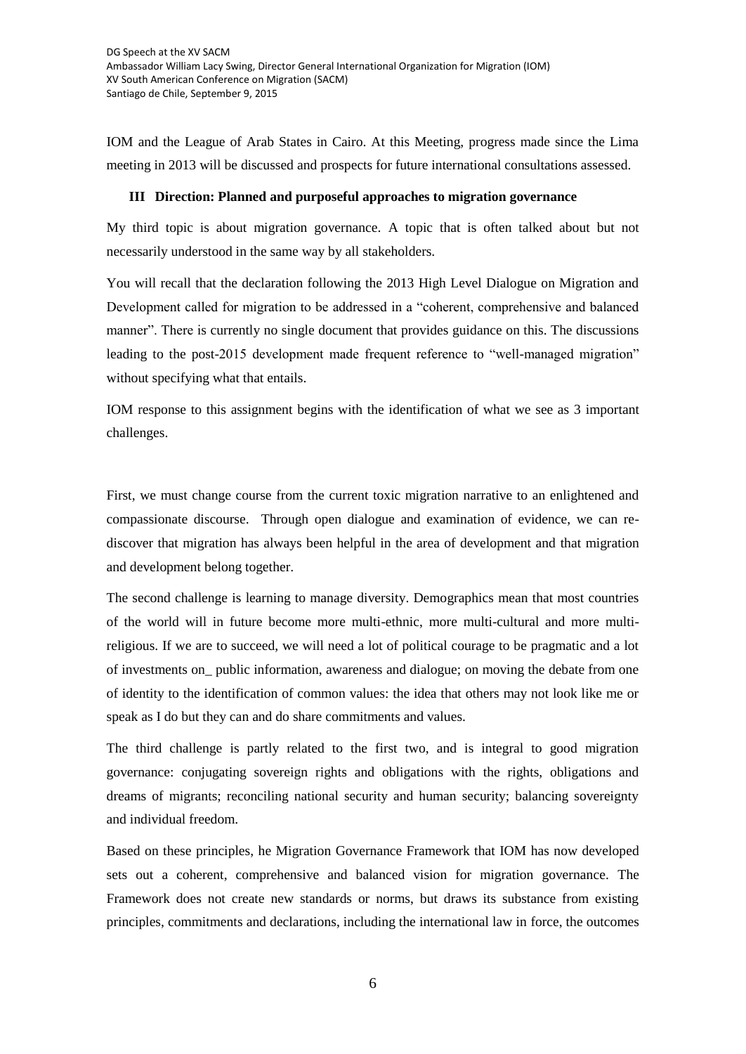IOM and the League of Arab States in Cairo. At this Meeting, progress made since the Lima meeting in 2013 will be discussed and prospects for future international consultations assessed.

### III Direction: Planned and purposeful approaches to migration governance

My third topic is about migration governance. A topic that is often talked about but not necessarily understood in the same way by all stakeholders.

You will recall that the declaration following the 2013 High Level Dialogue on Migration and Development called for migration to be addressed in a "coherent, comprehensive and balanced manner". There is currently no single document that provides guidance on this. The discussions leading to the post-2015 development made frequent reference to "well-managed migration" without specifying what that entails.

IOM response to this assignment begins with the identification of what we see as 3 important challenges.

First, we must change course from the current toxic migration narrative to an enlightened and compassionate discourse. Through open dialogue and examination of evidence, we can re-discover that migration has always been helpful in the area of development and that migration and development belong together.

The second challenge is learning to manage diversity. Demographics mean that most countries of the world will in future become more multi-ethnic, more multi-cultural and more multi-religious. If we are to succeed, we will need a lot of political courage to be pragmatic and a lot of investments on_ public information, awareness and dialogue; on moving the debate from one of identity to the identification of common values: the idea that others may not look like me or speak as I do but they can and do share commitments and values.

The third challenge is partly related to the first two, and is integral to good migration governance: conjugating sovereign rights and obligations with the rights, obligations and dreams of migrants; reconciling national security and human security; balancing sovereignty and individual freedom.

Based on these principles, he Migration Governance Framework that IOM has now developed sets out a coherent, comprehensive and balanced vision for migration governance. The Framework does not create new standards or norms, but draws its substance from existing principles, commitments and declarations, including the international law in force, the outcomes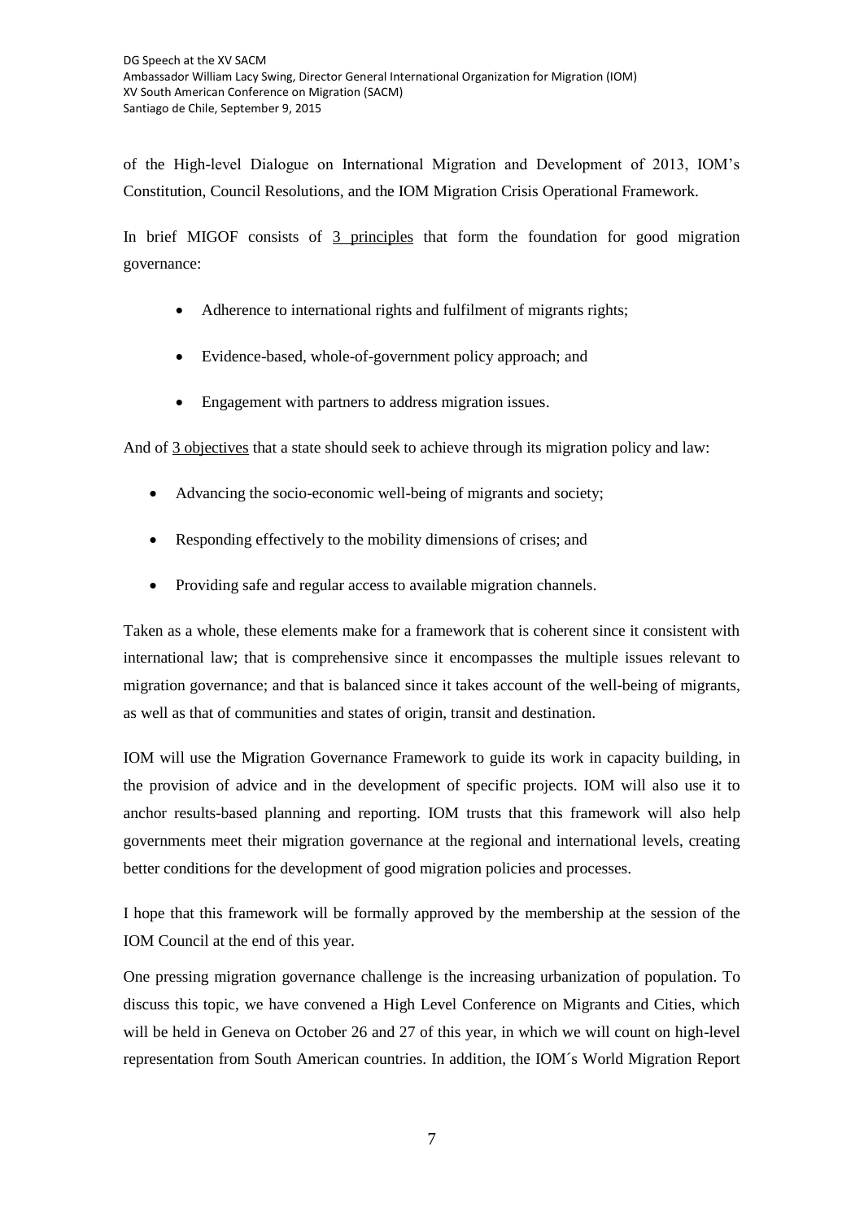of the High-level Dialogue on International Migration and Development of 2013, IOM's Constitution, Council Resolutions, and the IOM Migration Crisis Operational Framework.

In brief MIGOF consists of 3 principles that form the foundation for good migration governance:

- Adherence to international rights and fulfilment of migrants rights;
- Evidence-based, whole-of-government policy approach; and
- Engagement with partners to address migration issues.

And of 3 objectives that a state should seek to achieve through its migration policy and law:

- Advancing the socio-economic well-being of migrants and society;
- Responding effectively to the mobility dimensions of crises; and
- Providing safe and regular access to available migration channels.

Taken as a whole, these elements make for a framework that is coherent since it consistent with international law; that is comprehensive since it encompasses the multiple issues relevant to migration governance; and that is balanced since it takes account of the well-being of migrants, as well as that of communities and states of origin, transit and destination.

IOM will use the Migration Governance Framework to guide its work in capacity building, in the provision of advice and in the development of specific projects. IOM will also use it to anchor results-based planning and reporting. IOM trusts that this framework will also help governments meet their migration governance at the regional and international levels, creating better conditions for the development of good migration policies and processes.

I hope that this framework will be formally approved by the membership at the session of the IOM Council at the end of this year.

One pressing migration governance challenge is the increasing urbanization of population. To discuss this topic, we have convened a High Level Conference on Migrants and Cities, which will be held in Geneva on October 26 and 27 of this year, in which we will count on high-level representation from South American countries. In addition, the IOM´s World Migration Report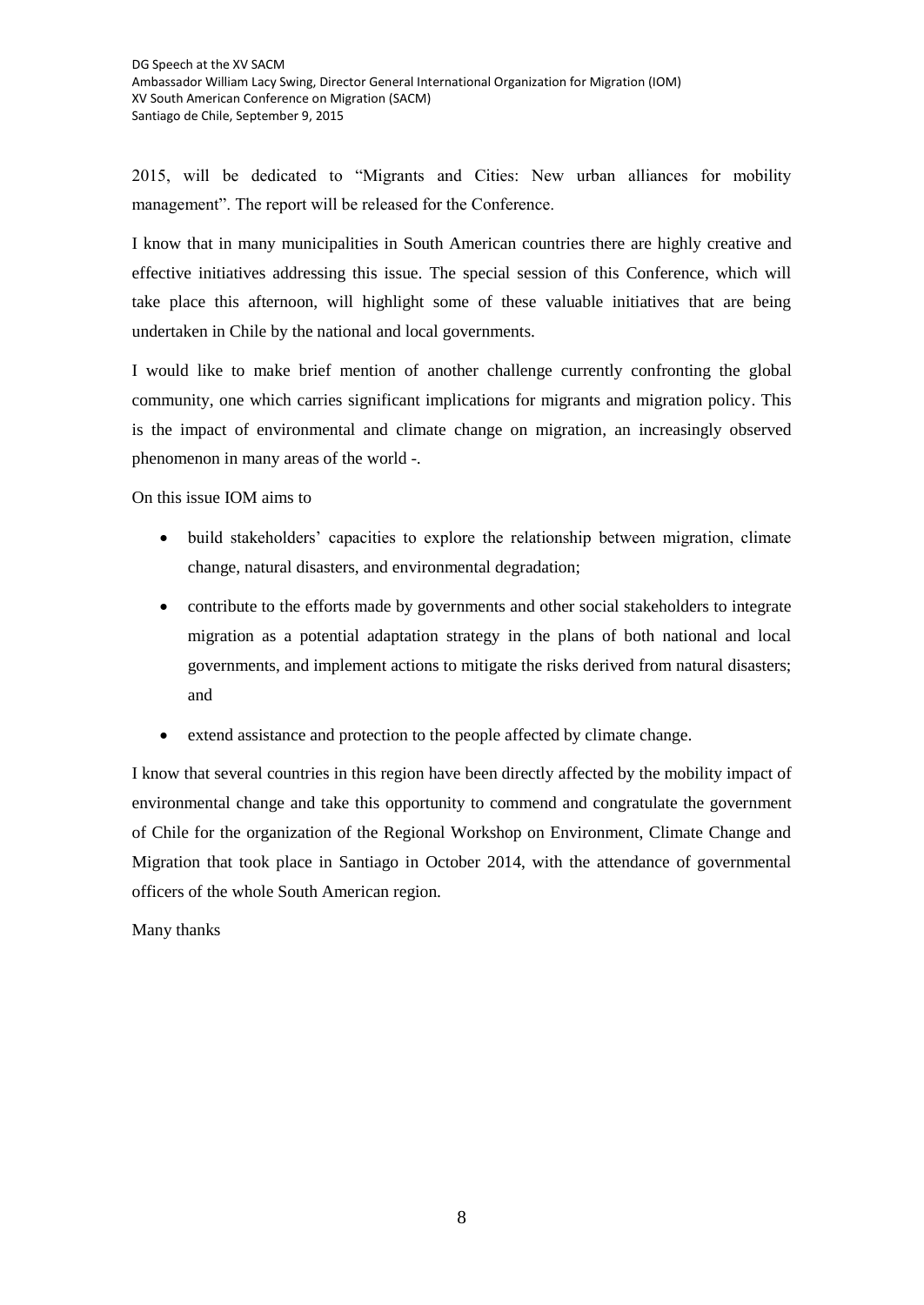2015, will be dedicated to "Migrants and Cities: New urban alliances for mobility management". The report will be released for the Conference.

I know that in many municipalities in South American countries there are highly creative and effective initiatives addressing this issue. The special session of this Conference, which will take place this afternoon, will highlight some of these valuable initiatives that are being undertaken in Chile by the national and local governments.

I would like to make brief mention of another challenge currently confronting the global community, one which carries significant implications for migrants and migration policy. This is the impact of environmental and climate change on migration, an increasingly observed phenomenon in many areas of the world -.

On this issue IOM aims to

- build stakeholders' capacities to explore the relationship between migration, climate change, natural disasters, and environmental degradation;
- contribute to the efforts made by governments and other social stakeholders to integrate migration as a potential adaptation strategy in the plans of both national and local governments, and implement actions to mitigate the risks derived from natural disasters; and
- extend assistance and protection to the people affected by climate change.

I know that several countries in this region have been directly affected by the mobility impact of environmental change and take this opportunity to commend and congratulate the government of Chile for the organization of the Regional Workshop on Environment, Climate Change and Migration that took place in Santiago in October 2014, with the attendance of governmental officers of the whole South American region.

Many thanks